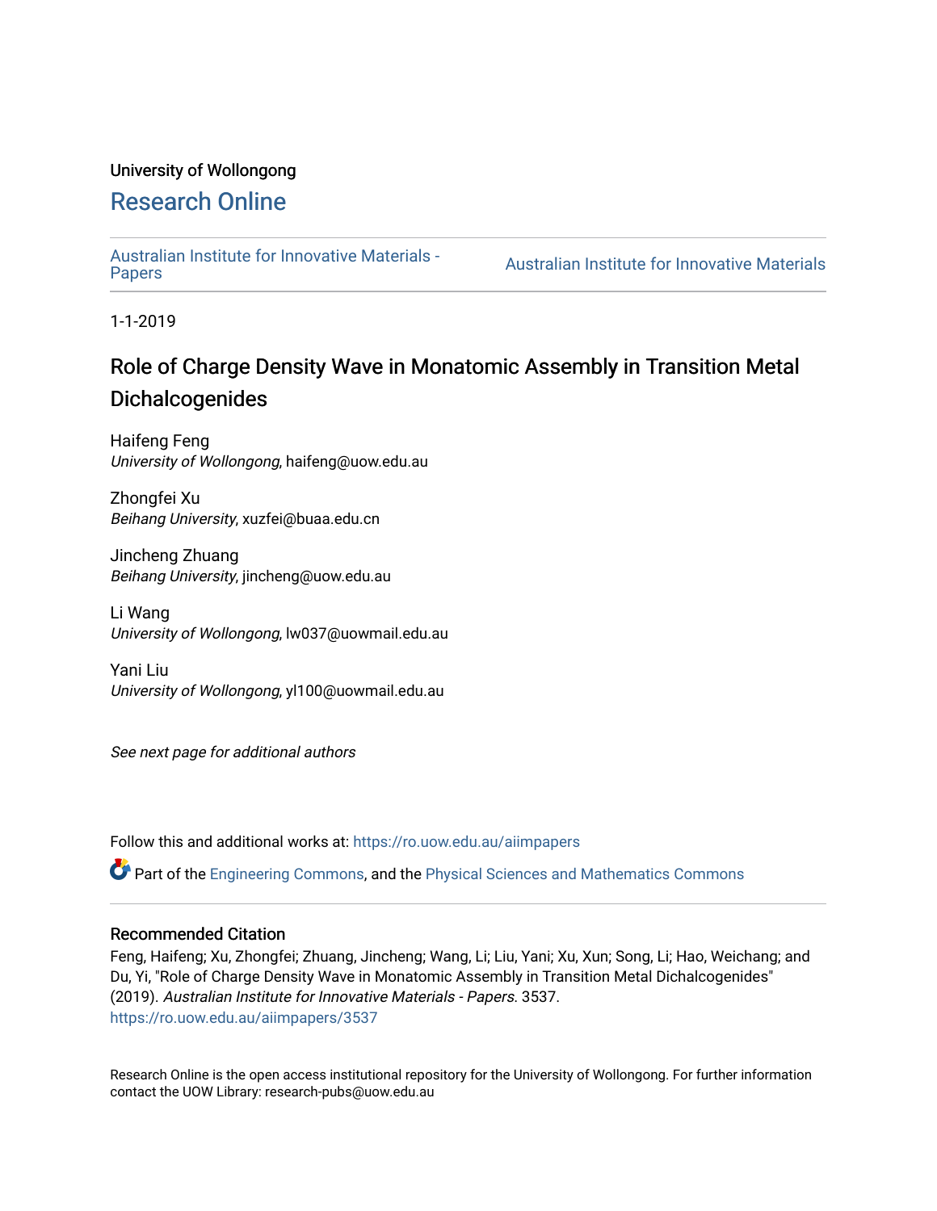University of Wollongong

# Research Online

Australian Institute for Innovative Materials - Papers | Australian Institute for Innovative Materials

1-1-2019

# Role of Charge Density Wave in Monatomic Assembly in Transition Metal Dichalcogenides

Haifeng Feng
*University of Wollongong*, haifeng@uow.edu.au

Zhongfei Xu
*Beihang University*, xuzfei@buaa.edu.cn

Jincheng Zhuang
*Beihang University*, jincheng@uow.edu.au

Li Wang
*University of Wollongong*, lw037@uowmail.edu.au

Yani Liu
*University of Wollongong*, yl100@uowmail.edu.au

*See next page for additional authors*

Follow this and additional works at: https://ro.uow.edu.au/aiimpapers

Part of the Engineering Commons, and the Physical Sciences and Mathematics Commons

## Recommended Citation

Feng, Haifeng; Xu, Zhongfei; Zhuang, Jincheng; Wang, Li; Liu, Yani; Xu, Xun; Song, Li; Hao, Weichang; and Du, Yi, "Role of Charge Density Wave in Monatomic Assembly in Transition Metal Dichalcogenides" (2019). *Australian Institute for Innovative Materials - Papers*. 3537.
https://ro.uow.edu.au/aiimpapers/3537

Research Online is the open access institutional repository for the University of Wollongong. For further information contact the UOW Library: research-pubs@uow.edu.au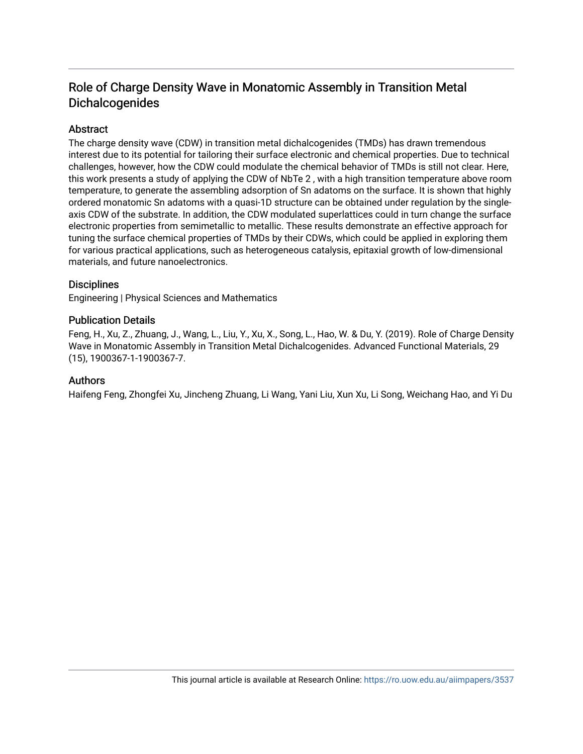# Role of Charge Density Wave in Monatomic Assembly in Transition Metal Dichalcogenides

## Abstract

The charge density wave (CDW) in transition metal dichalcogenides (TMDs) has drawn tremendous interest due to its potential for tailoring their surface electronic and chemical properties. Due to technical challenges, however, how the CDW could modulate the chemical behavior of TMDs is still not clear. Here, this work presents a study of applying the CDW of $NbTe_2$ , with a high transition temperature above room temperature, to generate the assembling adsorption of Sn adatoms on the surface. It is shown that highly ordered monatomic Sn adatoms with a quasi-1D structure can be obtained under regulation by the single-axis CDW of the substrate. In addition, the CDW modulated superlattices could in turn change the surface electronic properties from semimetallic to metallic. These results demonstrate an effective approach for tuning the surface chemical properties of TMDs by their CDWs, which could be applied in exploring them for various practical applications, such as heterogeneous catalysis, epitaxial growth of low-dimensional materials, and future nanoelectronics.

## Disciplines

Engineering | Physical Sciences and Mathematics

## Publication Details

Feng, H., Xu, Z., Zhuang, J., Wang, L., Liu, Y., Xu, X., Song, L., Hao, W. & Du, Y. (2019). Role of Charge Density Wave in Monatomic Assembly in Transition Metal Dichalcogenides. Advanced Functional Materials, 29 (15), 1900367-1-1900367-7.

## Authors

Haifeng Feng, Zhongfei Xu, Jincheng Zhuang, Li Wang, Yani Liu, Xun Xu, Li Song, Weichang Hao, and Yi Du

This journal article is available at Research Online: https://ro.uow.edu.au/aiimpapers/3537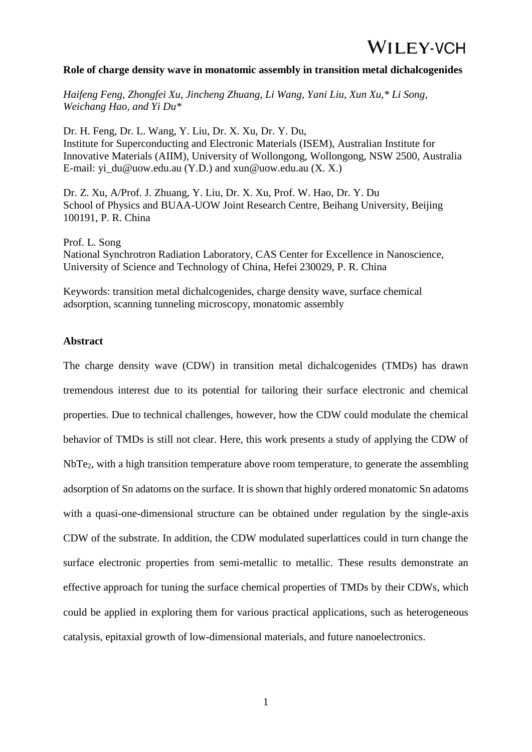**Role of charge density wave in monatomic assembly in transition metal dichalcogenides**

*Haifeng Feng, Zhongfei Xu, Jincheng Zhuang, Li Wang, Yani Liu, Xun Xu,\* Li Song, Weichang Hao, and Yi Du\**

Dr. H. Feng, Dr. L. Wang, Y. Liu, Dr. X. Xu, Dr. Y. Du,
Institute for Superconducting and Electronic Materials (ISEM), Australian Institute for Innovative Materials (AIIM), University of Wollongong, Wollongong, NSW 2500, Australia
E-mail: yi_du@uow.edu.au (Y.D.) and xun@uow.edu.au (X. X.)

Dr. Z. Xu, A/Prof. J. Zhuang, Y. Liu, Dr. X. Xu, Prof. W. Hao, Dr. Y. Du
School of Physics and BUAA-UOW Joint Research Centre, Beihang University, Beijing 100191, P. R. China

Prof. L. Song
National Synchrotron Radiation Laboratory, CAS Center for Excellence in Nanoscience, University of Science and Technology of China, Hefei 230029, P. R. China

Keywords: transition metal dichalcogenides, charge density wave, surface chemical adsorption, scanning tunneling microscopy, monatomic assembly

**Abstract**

The charge density wave (CDW) in transition metal dichalcogenides (TMDs) has drawn tremendous interest due to its potential for tailoring their surface electronic and chemical properties. Due to technical challenges, however, how the CDW could modulate the chemical behavior of TMDs is still not clear. Here, this work presents a study of applying the CDW of $NbTe_2$, with a high transition temperature above room temperature, to generate the assembling adsorption of Sn adatoms on the surface. It is shown that highly ordered monatomic Sn adatoms with a quasi-one-dimensional structure can be obtained under regulation by the single-axis CDW of the substrate. In addition, the CDW modulated superlattices could in turn change the surface electronic properties from semi-metallic to metallic. These results demonstrate an effective approach for tuning the surface chemical properties of TMDs by their CDWs, which could be applied in exploring them for various practical applications, such as heterogeneous catalysis, epitaxial growth of low-dimensional materials, and future nanoelectronics.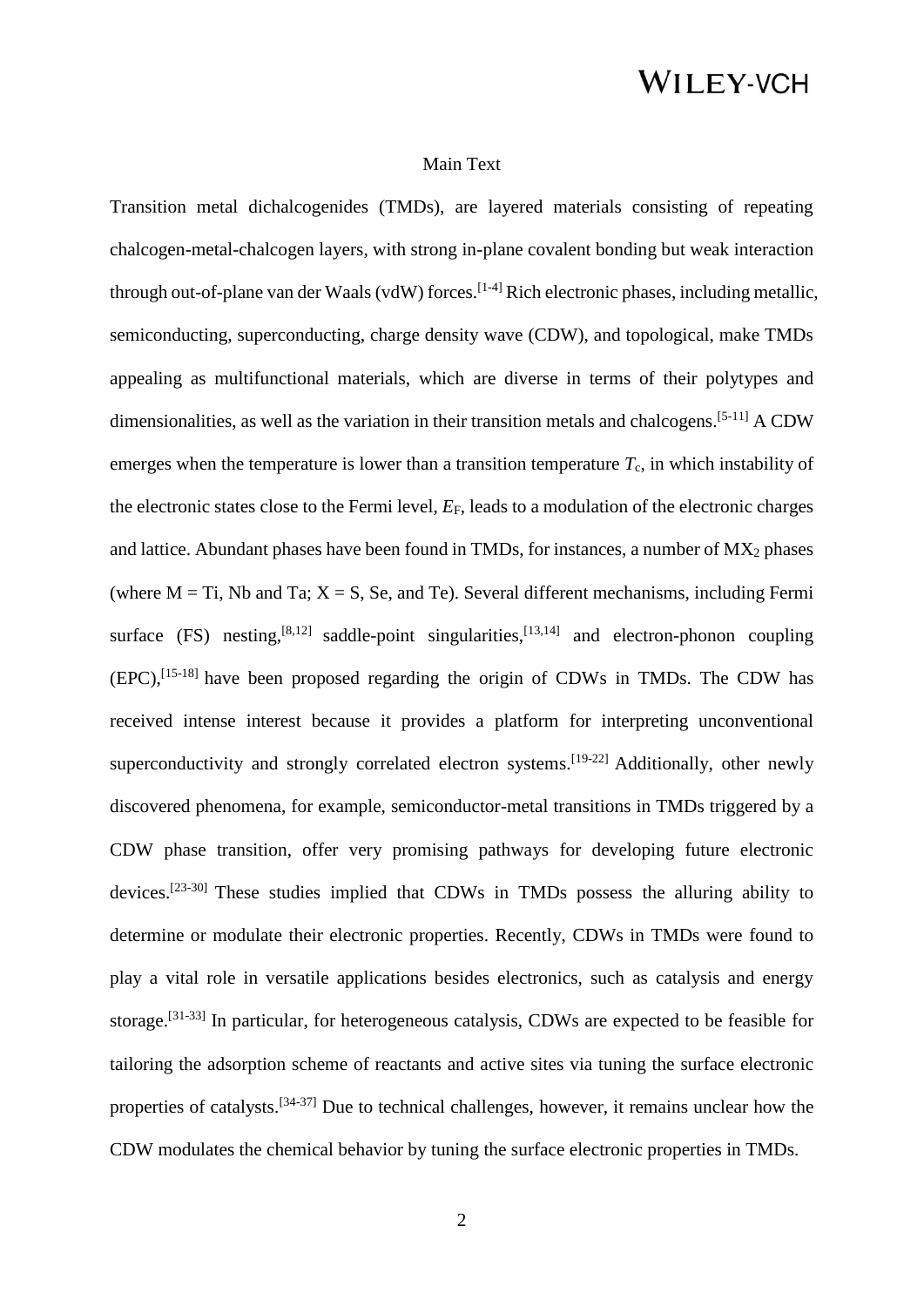## Main Text

Transition metal dichalcogenides (TMDs), are layered materials consisting of repeating chalcogen-metal-chalcogen layers, with strong in-plane covalent bonding but weak interaction through out-of-plane van der Waals (vdW) forces.[1-4] Rich electronic phases, including metallic, semiconducting, superconducting, charge density wave (CDW), and topological, make TMDs appealing as multifunctional materials, which are diverse in terms of their polytypes and dimensionalities, as well as the variation in their transition metals and chalcogens.[5-11] A CDW emerges when the temperature is lower than a transition temperature $T_c$, in which instability of the electronic states close to the Fermi level, $E_F$, leads to a modulation of the electronic charges and lattice. Abundant phases have been found in TMDs, for instances, a number of $MX_2$ phases (where M = Ti, Nb and Ta; X = S, Se, and Te). Several different mechanisms, including Fermi surface (FS) nesting,[8,12] saddle-point singularities,[13,14] and electron-phonon coupling (EPC),[15-18] have been proposed regarding the origin of CDWs in TMDs. The CDW has received intense interest because it provides a platform for interpreting unconventional superconductivity and strongly correlated electron systems.[19-22] Additionally, other newly discovered phenomena, for example, semiconductor-metal transitions in TMDs triggered by a CDW phase transition, offer very promising pathways for developing future electronic devices.[23-30] These studies implied that CDWs in TMDs possess the alluring ability to determine or modulate their electronic properties. Recently, CDWs in TMDs were found to play a vital role in versatile applications besides electronics, such as catalysis and energy storage.[31-33] In particular, for heterogeneous catalysis, CDWs are expected to be feasible for tailoring the adsorption scheme of reactants and active sites via tuning the surface electronic properties of catalysts.[34-37] Due to technical challenges, however, it remains unclear how the CDW modulates the chemical behavior by tuning the surface electronic properties in TMDs.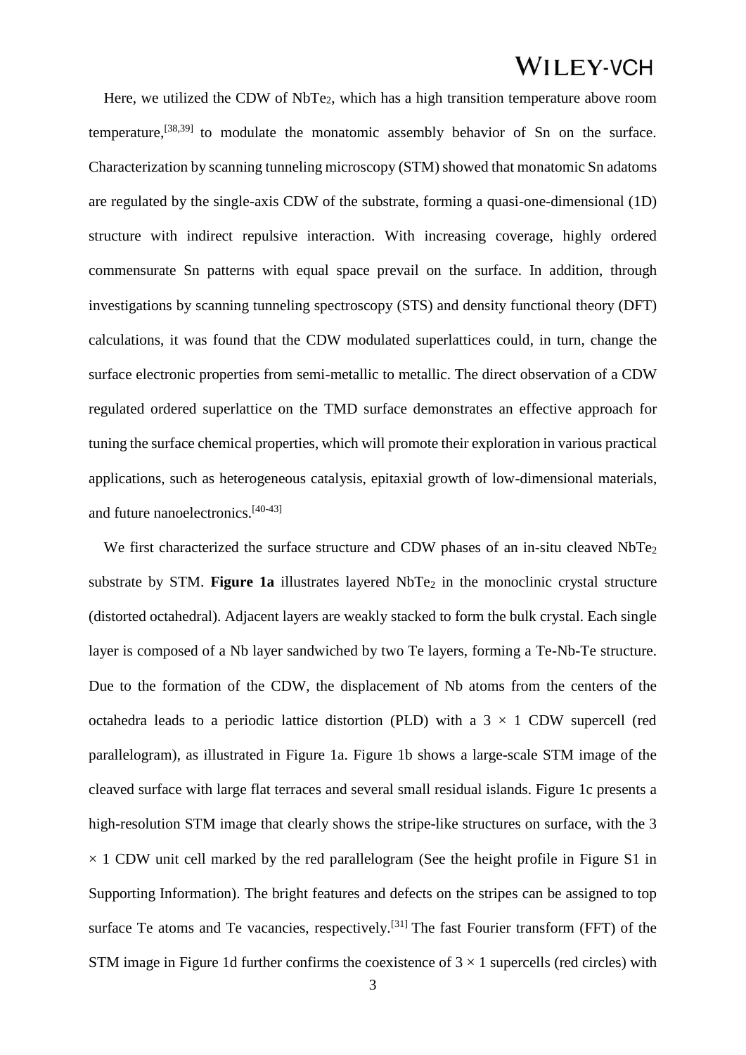Here, we utilized the CDW of $NbTe_2$, which has a high transition temperature above room temperature,[38,39] to modulate the monatomic assembly behavior of Sn on the surface. Characterization by scanning tunneling microscopy (STM) showed that monatomic Sn adatoms are regulated by the single-axis CDW of the substrate, forming a quasi-one-dimensional (1D) structure with indirect repulsive interaction. With increasing coverage, highly ordered commensurate Sn patterns with equal space prevail on the surface. In addition, through investigations by scanning tunneling spectroscopy (STS) and density functional theory (DFT) calculations, it was found that the CDW modulated superlattices could, in turn, change the surface electronic properties from semi-metallic to metallic. The direct observation of a CDW regulated ordered superlattice on the TMD surface demonstrates an effective approach for tuning the surface chemical properties, which will promote their exploration in various practical applications, such as heterogeneous catalysis, epitaxial growth of low-dimensional materials, and future nanoelectronics.[40-43]

We first characterized the surface structure and CDW phases of an in-situ cleaved $NbTe_2$ substrate by STM. **Figure 1a** illustrates layered $NbTe_2$ in the monoclinic crystal structure (distorted octahedral). Adjacent layers are weakly stacked to form the bulk crystal. Each single layer is composed of a Nb layer sandwiched by two Te layers, forming a Te-Nb-Te structure. Due to the formation of the CDW, the displacement of Nb atoms from the centers of the octahedra leads to a periodic lattice distortion (PLD) with a $3 \times 1$ CDW supercell (red parallelogram), as illustrated in Figure 1a. Figure 1b shows a large-scale STM image of the cleaved surface with large flat terraces and several small residual islands. Figure 1c presents a high-resolution STM image that clearly shows the stripe-like structures on surface, with the $3 \times 1$ CDW unit cell marked by the red parallelogram (See the height profile in Figure S1 in Supporting Information). The bright features and defects on the stripes can be assigned to top surface Te atoms and Te vacancies, respectively.[31] The fast Fourier transform (FFT) of the STM image in Figure 1d further confirms the coexistence of $3 \times 1$ supercells (red circles) with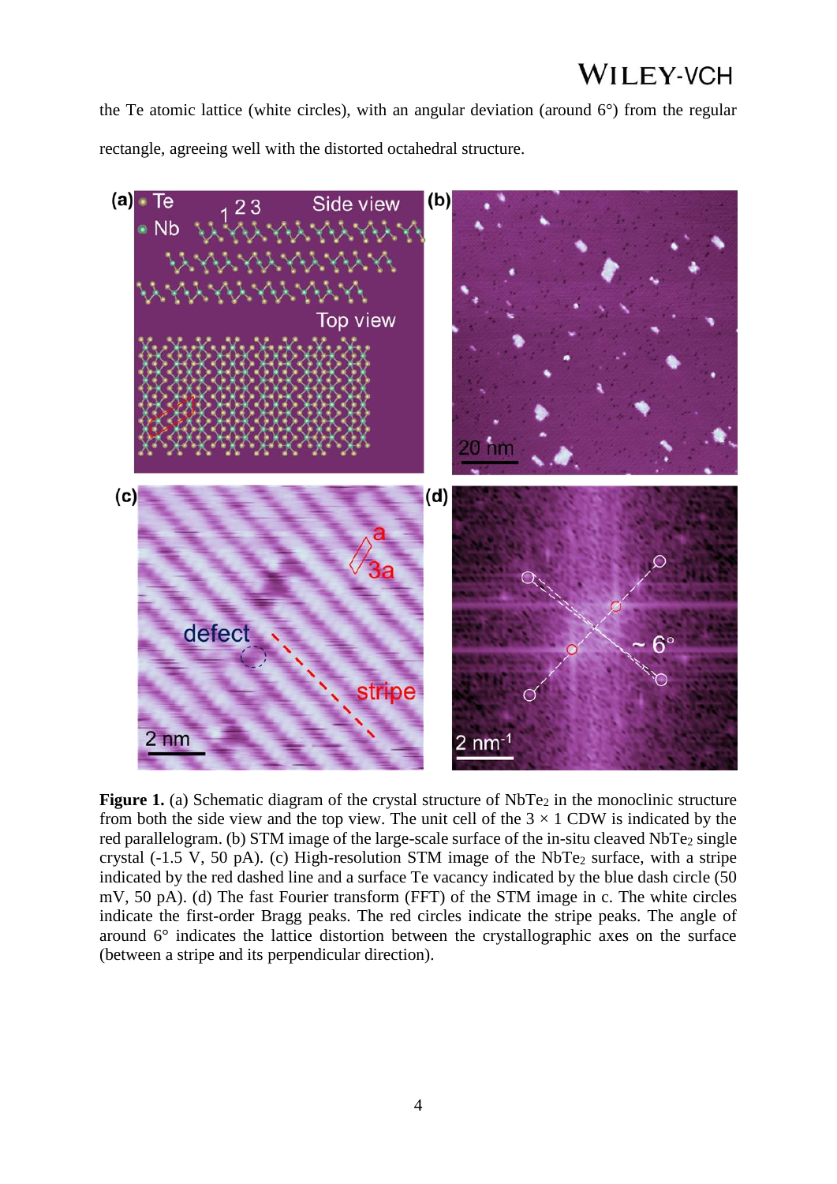the Te atomic lattice (white circles), with an angular deviation (around 6°) from the regular rectangle, agreeing well with the distorted octahedral structure.

**Figure 1.** (a) Schematic diagram of the crystal structure of $NbTe_2$ in the monoclinic structure from both the side view and the top view. The unit cell of the 3 × 1 CDW is indicated by the red parallelogram. (b) STM image of the large-scale surface of the in-situ cleaved $NbTe_2$ single crystal (-1.5 V, 50 pA). (c) High-resolution STM image of the $NbTe_2$ surface, with a stripe indicated by the red dashed line and a surface Te vacancy indicated by the blue dash circle (50 mV, 50 pA). (d) The fast Fourier transform (FFT) of the STM image in c. The white circles indicate the first-order Bragg peaks. The red circles indicate the stripe peaks. The angle of around 6° indicates the lattice distortion between the crystallographic axes on the surface (between a stripe and its perpendicular direction).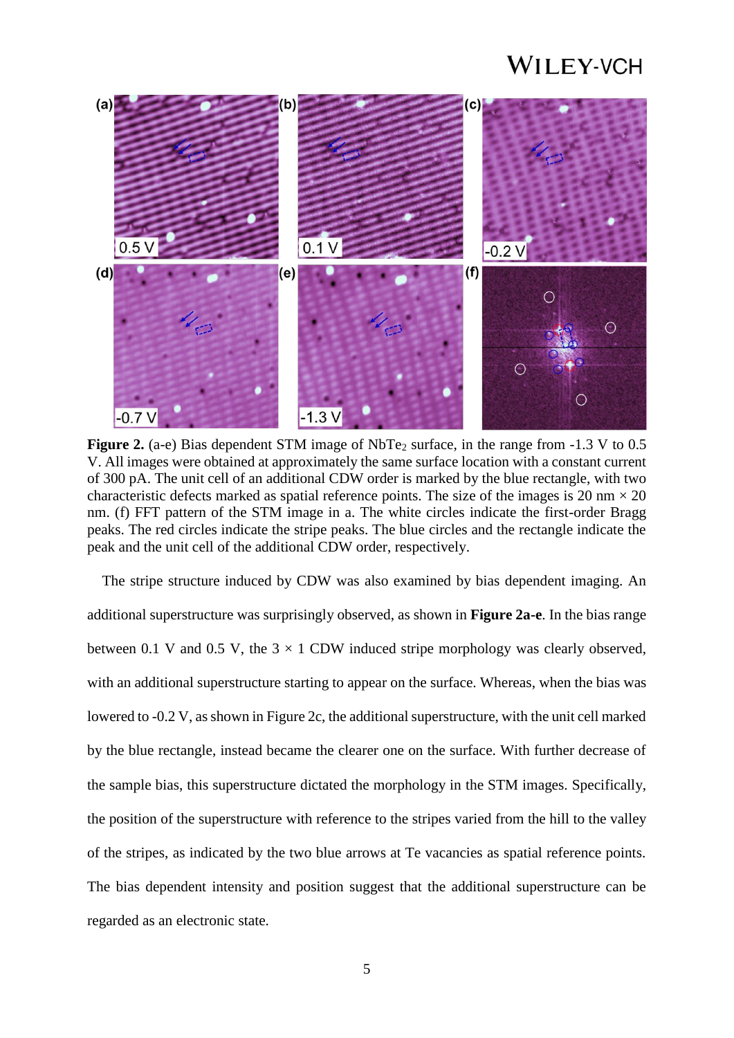**Figure 2.** (a-e) Bias dependent STM image of $NbTe_2$ surface, in the range from -1.3 V to 0.5 V. All images were obtained at approximately the same surface location with a constant current of 300 pA. The unit cell of an additional CDW order is marked by the blue rectangle, with two characteristic defects marked as spatial reference points. The size of the images is 20 nm × 20 nm. (f) FFT pattern of the STM image in a. The white circles indicate the first-order Bragg peaks. The red circles indicate the stripe peaks. The blue circles and the rectangle indicate the peak and the unit cell of the additional CDW order, respectively.

The stripe structure induced by CDW was also examined by bias dependent imaging. An additional superstructure was surprisingly observed, as shown in **Figure 2a-e**. In the bias range between 0.1 V and 0.5 V, the 3 × 1 CDW induced stripe morphology was clearly observed, with an additional superstructure starting to appear on the surface. Whereas, when the bias was lowered to -0.2 V, as shown in Figure 2c, the additional superstructure, with the unit cell marked by the blue rectangle, instead became the clearer one on the surface. With further decrease of the sample bias, this superstructure dictated the morphology in the STM images. Specifically, the position of the superstructure with reference to the stripes varied from the hill to the valley of the stripes, as indicated by the two blue arrows at Te vacancies as spatial reference points. The bias dependent intensity and position suggest that the additional superstructure can be regarded as an electronic state.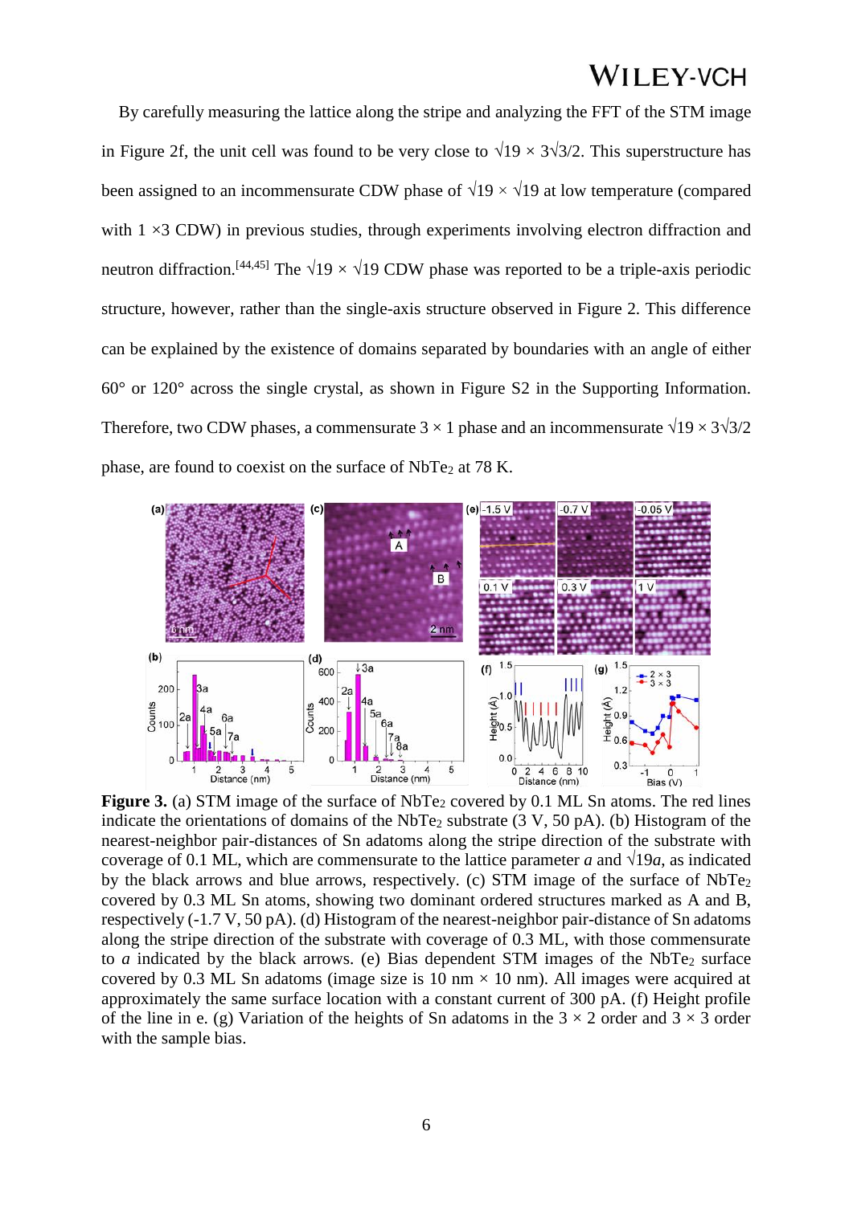By carefully measuring the lattice along the stripe and analyzing the FFT of the STM image in Figure 2f, the unit cell was found to be very close to $\sqrt{19} \times 3\sqrt{3}/2$. This superstructure has been assigned to an incommensurate CDW phase of $\sqrt{19} \times \sqrt{19}$ at low temperature (compared with $1 \times 3$ CDW) in previous studies, through experiments involving electron diffraction and neutron diffraction.[44,45] The $\sqrt{19} \times \sqrt{19}$ CDW phase was reported to be a triple-axis periodic structure, however, rather than the single-axis structure observed in Figure 2. This difference can be explained by the existence of domains separated by boundaries with an angle of either 60° or 120° across the single crystal, as shown in Figure S2 in the Supporting Information. Therefore, two CDW phases, a commensurate $3 \times 1$ phase and an incommensurate $\sqrt{19} \times 3\sqrt{3}/2$ phase, are found to coexist on the surface of $NbTe_2$ at 78 K.

**Figure 3.** (a) STM image of the surface of $NbTe_2$ covered by 0.1 ML Sn atoms. The red lines indicate the orientations of domains of the $NbTe_2$ substrate (3 V, 50 pA). (b) Histogram of the nearest-neighbor pair-distances of Sn adatoms along the stripe direction of the substrate with coverage of 0.1 ML, which are commensurate to the lattice parameter *a* and $\sqrt{19}a$, as indicated by the black arrows and blue arrows, respectively. (c) STM image of the surface of $NbTe_2$ covered by 0.3 ML Sn atoms, showing two dominant ordered structures marked as A and B, respectively (-1.7 V, 50 pA). (d) Histogram of the nearest-neighbor pair-distance of Sn adatoms along the stripe direction of the substrate with coverage of 0.3 ML, with those commensurate to *a* indicated by the black arrows. (e) Bias dependent STM images of the $NbTe_2$ surface covered by 0.3 ML Sn adatoms (image size is 10 nm × 10 nm). All images were acquired at approximately the same surface location with a constant current of 300 pA. (f) Height profile of the line in e. (g) Variation of the heights of Sn adatoms in the $3 \times 2$ order and $3 \times 3$ order with the sample bias.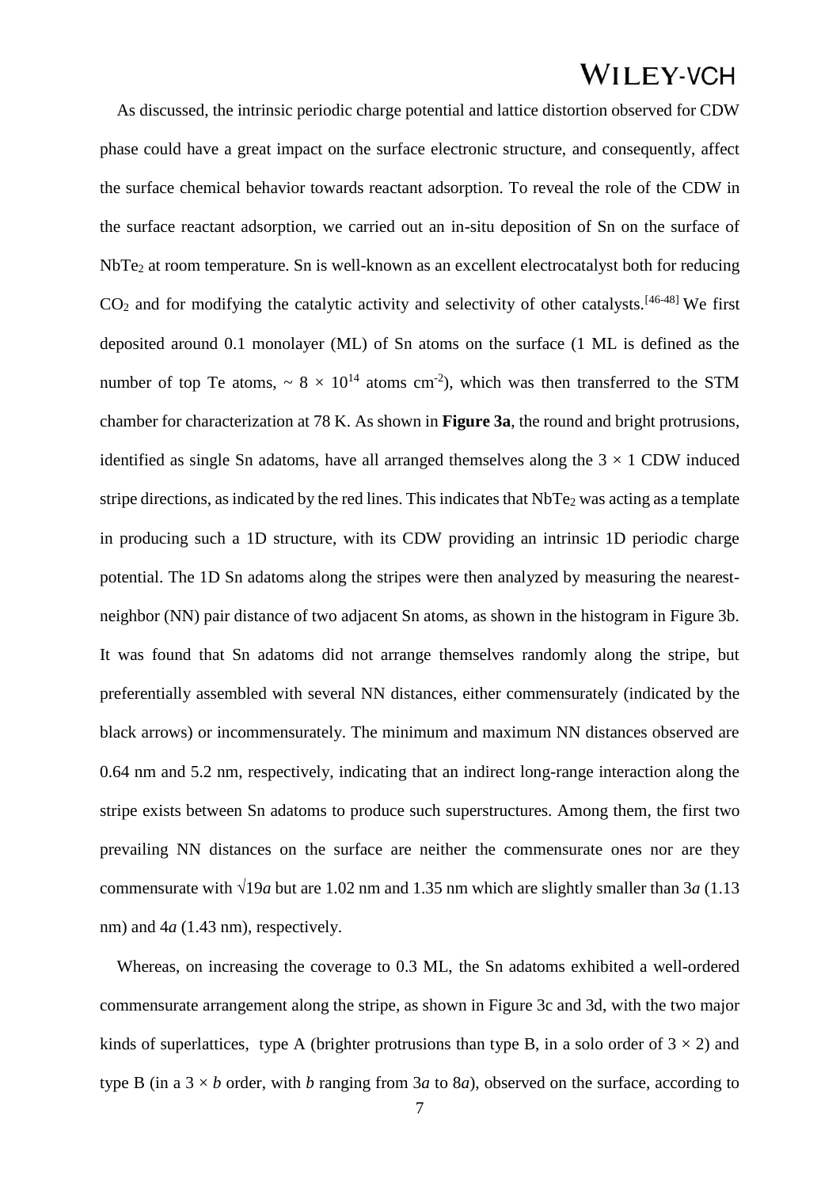As discussed, the intrinsic periodic charge potential and lattice distortion observed for CDW phase could have a great impact on the surface electronic structure, and consequently, affect the surface chemical behavior towards reactant adsorption. To reveal the role of the CDW in the surface reactant adsorption, we carried out an in-situ deposition of Sn on the surface of $NbTe_2$ at room temperature. Sn is well-known as an excellent electrocatalyst both for reducing $CO_2$ and for modifying the catalytic activity and selectivity of other catalysts.[46-48] We first deposited around 0.1 monolayer (ML) of Sn atoms on the surface (1 ML is defined as the number of top Te atoms, $\sim 8 \times 10^{14}$ atoms $cm^{-2}$), which was then transferred to the STM chamber for characterization at 78 K. As shown in **Figure 3a**, the round and bright protrusions, identified as single Sn adatoms, have all arranged themselves along the $3 \times 1$ CDW induced stripe directions, as indicated by the red lines. This indicates that $NbTe_2$ was acting as a template in producing such a 1D structure, with its CDW providing an intrinsic 1D periodic charge potential. The 1D Sn adatoms along the stripes were then analyzed by measuring the nearest-neighbor (NN) pair distance of two adjacent Sn atoms, as shown in the histogram in Figure 3b. It was found that Sn adatoms did not arrange themselves randomly along the stripe, but preferentially assembled with several NN distances, either commensurately (indicated by the black arrows) or incommensurately. The minimum and maximum NN distances observed are 0.64 nm and 5.2 nm, respectively, indicating that an indirect long-range interaction along the stripe exists between Sn adatoms to produce such superstructures. Among them, the first two prevailing NN distances on the surface are neither the commensurate ones nor are they commensurate with $\sqrt{19}a$ but are 1.02 nm and 1.35 nm which are slightly smaller than $3a$ (1.13 nm) and $4a$ (1.43 nm), respectively.

Whereas, on increasing the coverage to 0.3 ML, the Sn adatoms exhibited a well-ordered commensurate arrangement along the stripe, as shown in Figure 3c and 3d, with the two major kinds of superlattices, type A (brighter protrusions than type B, in a solo order of $3 \times 2$) and type B (in a $3 \times b$ order, with $b$ ranging from $3a$ to $8a$), observed on the surface, according to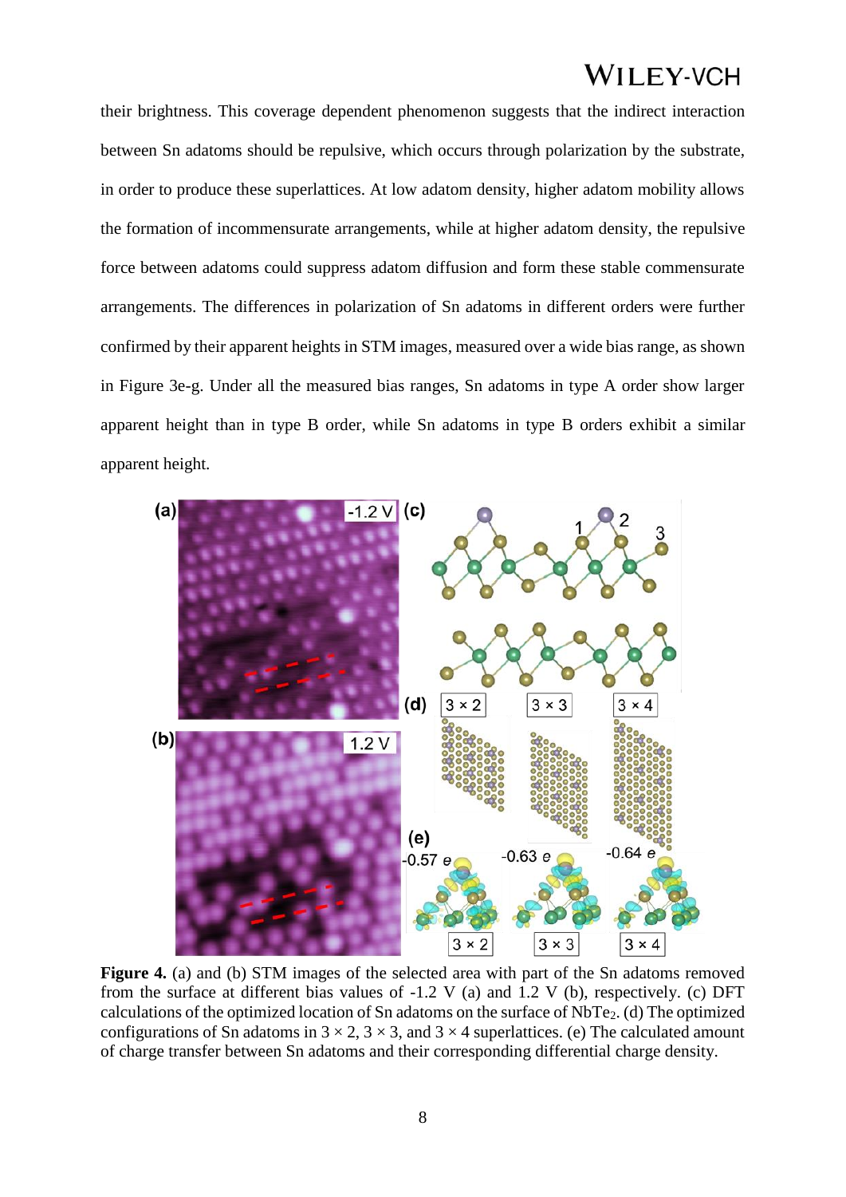their brightness. This coverage dependent phenomenon suggests that the indirect interaction between Sn adatoms should be repulsive, which occurs through polarization by the substrate, in order to produce these superlattices. At low adatom density, higher adatom mobility allows the formation of incommensurate arrangements, while at higher adatom density, the repulsive force between adatoms could suppress adatom diffusion and form these stable commensurate arrangements. The differences in polarization of Sn adatoms in different orders were further confirmed by their apparent heights in STM images, measured over a wide bias range, as shown in Figure 3e-g. Under all the measured bias ranges, Sn adatoms in type A order show larger apparent height than in type B order, while Sn adatoms in type B orders exhibit a similar apparent height.

**Figure 4.** (a) and (b) STM images of the selected area with part of the Sn adatoms removed from the surface at different bias values of -1.2 V (a) and 1.2 V (b), respectively. (c) DFT calculations of the optimized location of Sn adatoms on the surface of $NbTe_2$. (d) The optimized configurations of Sn adatoms in $3 \times 2$, $3 \times 3$, and $3 \times 4$ superlattices. (e) The calculated amount of charge transfer between Sn adatoms and their corresponding differential charge density.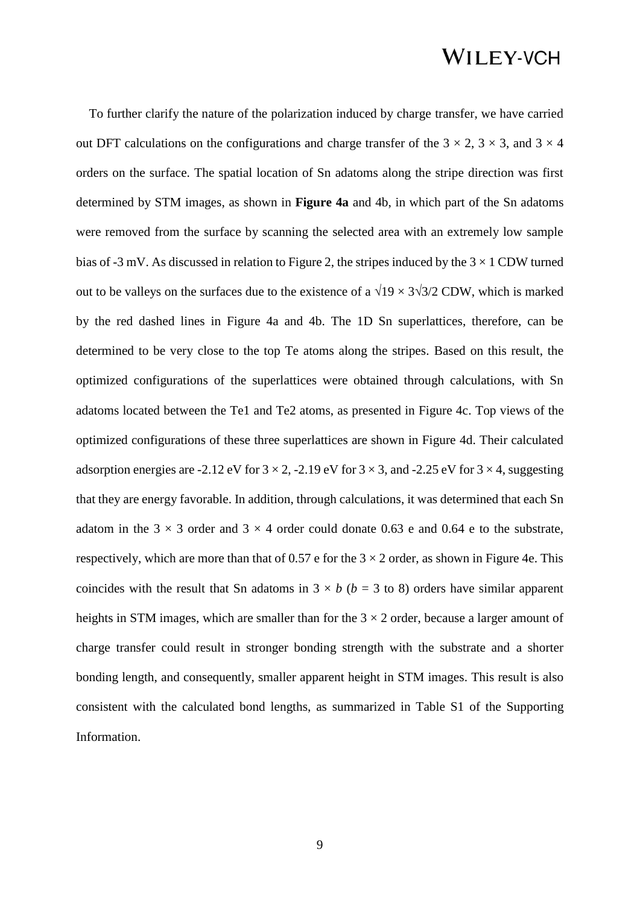To further clarify the nature of the polarization induced by charge transfer, we have carried out DFT calculations on the configurations and charge transfer of the $3 \times 2$, $3 \times 3$, and $3 \times 4$ orders on the surface. The spatial location of Sn adatoms along the stripe direction was first determined by STM images, as shown in **Figure 4a** and 4b, in which part of the Sn adatoms were removed from the surface by scanning the selected area with an extremely low sample bias of -3 mV. As discussed in relation to Figure 2, the stripes induced by the $3 \times 1$ CDW turned out to be valleys on the surfaces due to the existence of a $\sqrt{19} \times 3\sqrt{3}/2$ CDW, which is marked by the red dashed lines in Figure 4a and 4b. The 1D Sn superlattices, therefore, can be determined to be very close to the top Te atoms along the stripes. Based on this result, the optimized configurations of the superlattices were obtained through calculations, with Sn adatoms located between the Te1 and Te2 atoms, as presented in Figure 4c. Top views of the optimized configurations of these three superlattices are shown in Figure 4d. Their calculated adsorption energies are -2.12 eV for $3 \times 2$, -2.19 eV for $3 \times 3$, and -2.25 eV for $3 \times 4$, suggesting that they are energy favorable. In addition, through calculations, it was determined that each Sn adatom in the $3 \times 3$ order and $3 \times 4$ order could donate 0.63 e and 0.64 e to the substrate, respectively, which are more than that of 0.57 e for the $3 \times 2$ order, as shown in Figure 4e. This coincides with the result that Sn adatoms in $3 \times b$ ($b$ = 3 to 8) orders have similar apparent heights in STM images, which are smaller than for the $3 \times 2$ order, because a larger amount of charge transfer could result in stronger bonding strength with the substrate and a shorter bonding length, and consequently, smaller apparent height in STM images. This result is also consistent with the calculated bond lengths, as summarized in Table S1 of the Supporting Information.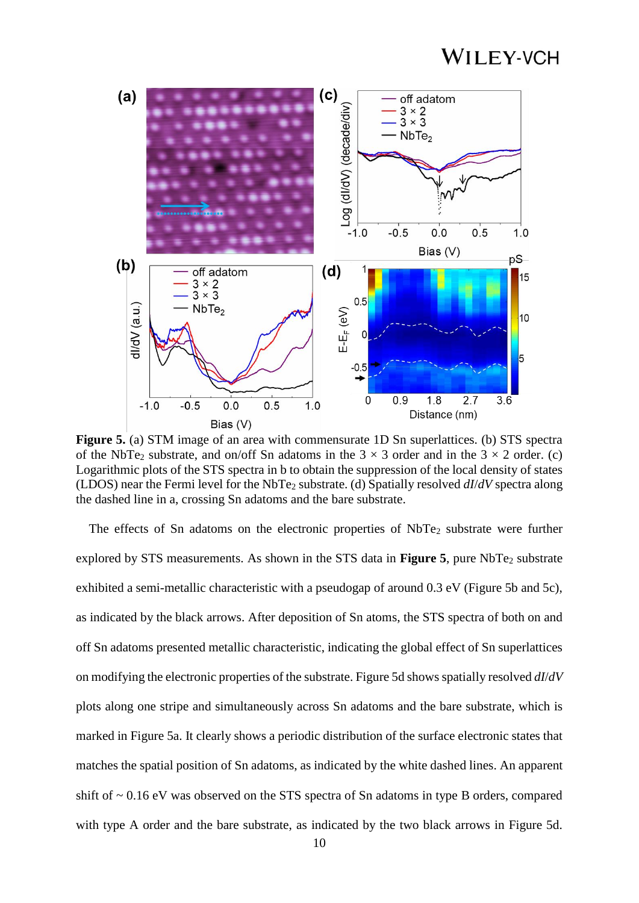**Figure 5.** (a) STM image of an area with commensurate 1D Sn superlattices. (b) STS spectra of the $NbTe_2$ substrate, and on/off Sn adatoms in the 3 × 3 order and in the 3 × 2 order. (c) Logarithmic plots of the STS spectra in b to obtain the suppression of the local density of states (LDOS) near the Fermi level for the $NbTe_2$ substrate. (d) Spatially resolved *dI*/*dV* spectra along the dashed line in a, crossing Sn adatoms and the bare substrate.

The effects of Sn adatoms on the electronic properties of $NbTe_2$ substrate were further explored by STS measurements. As shown in the STS data in **Figure 5**, pure $NbTe_2$ substrate exhibited a semi-metallic characteristic with a pseudogap of around 0.3 eV (Figure 5b and 5c), as indicated by the black arrows. After deposition of Sn atoms, the STS spectra of both on and off Sn adatoms presented metallic characteristic, indicating the global effect of Sn superlattices on modifying the electronic properties of the substrate. Figure 5d shows spatially resolved *dI*/*dV* plots along one stripe and simultaneously across Sn adatoms and the bare substrate, which is marked in Figure 5a. It clearly shows a periodic distribution of the surface electronic states that matches the spatial position of Sn adatoms, as indicated by the white dashed lines. An apparent shift of ~ 0.16 eV was observed on the STS spectra of Sn adatoms in type B orders, compared with type A order and the bare substrate, as indicated by the two black arrows in Figure 5d.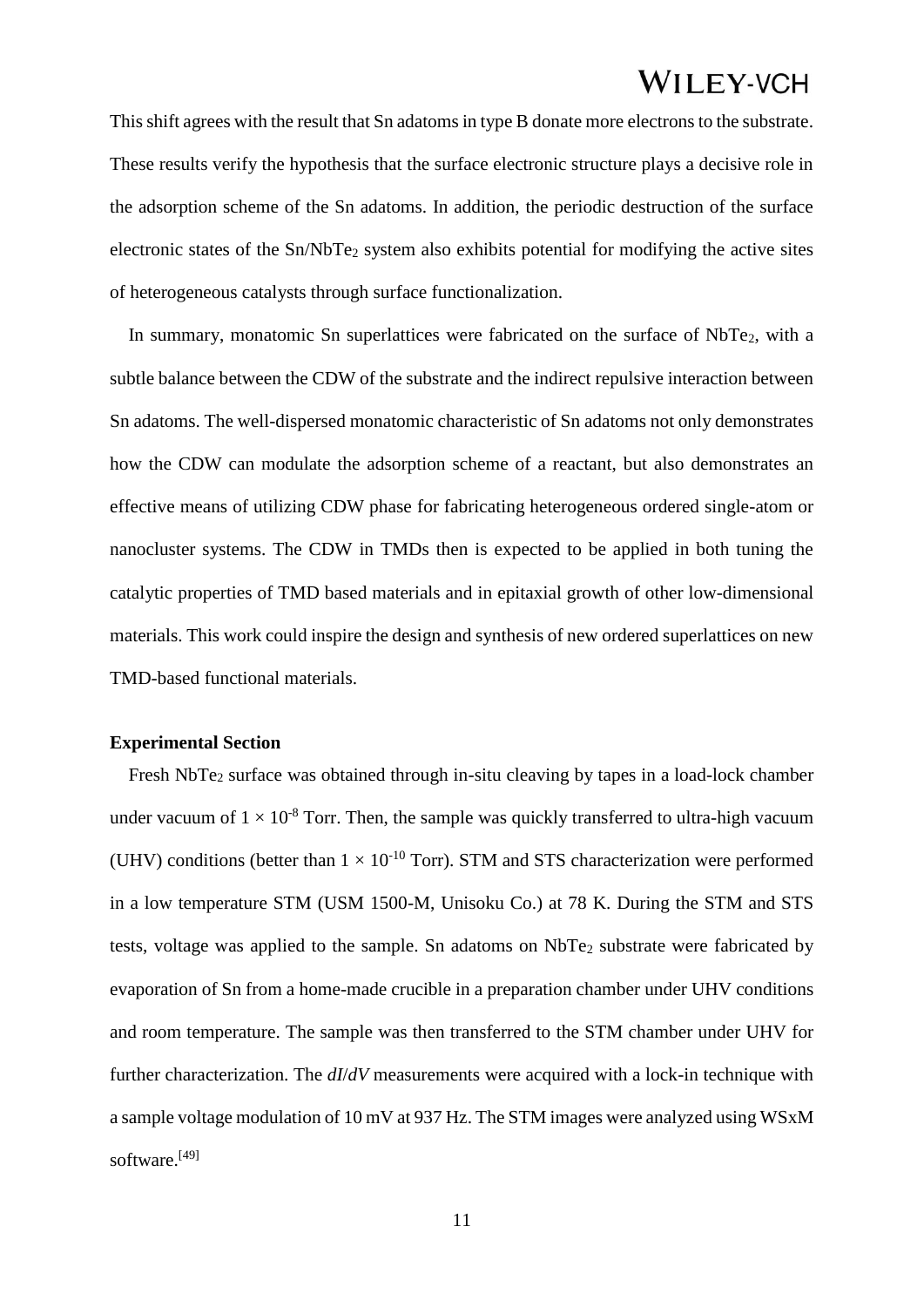This shift agrees with the result that Sn adatoms in type B donate more electrons to the substrate. These results verify the hypothesis that the surface electronic structure plays a decisive role in the adsorption scheme of the Sn adatoms. In addition, the periodic destruction of the surface electronic states of the Sn/$NbTe_2$ system also exhibits potential for modifying the active sites of heterogeneous catalysts through surface functionalization.

In summary, monatomic Sn superlattices were fabricated on the surface of $NbTe_2$, with a subtle balance between the CDW of the substrate and the indirect repulsive interaction between Sn adatoms. The well-dispersed monatomic characteristic of Sn adatoms not only demonstrates how the CDW can modulate the adsorption scheme of a reactant, but also demonstrates an effective means of utilizing CDW phase for fabricating heterogeneous ordered single-atom or nanocluster systems. The CDW in TMDs then is expected to be applied in both tuning the catalytic properties of TMD based materials and in epitaxial growth of other low-dimensional materials. This work could inspire the design and synthesis of new ordered superlattices on new TMD-based functional materials.

**Experimental Section**

Fresh $NbTe_2$ surface was obtained through in-situ cleaving by tapes in a load-lock chamber under vacuum of $1 \times 10^{-8}$ Torr. Then, the sample was quickly transferred to ultra-high vacuum (UHV) conditions (better than $1 \times 10^{-10}$ Torr). STM and STS characterization were performed in a low temperature STM (USM 1500-M, Unisoku Co.) at 78 K. During the STM and STS tests, voltage was applied to the sample. Sn adatoms on $NbTe_2$ substrate were fabricated by evaporation of Sn from a home-made crucible in a preparation chamber under UHV conditions and room temperature. The sample was then transferred to the STM chamber under UHV for further characterization. The $dI/dV$ measurements were acquired with a lock-in technique with a sample voltage modulation of 10 mV at 937 Hz. The STM images were analyzed using WSxM software.[49]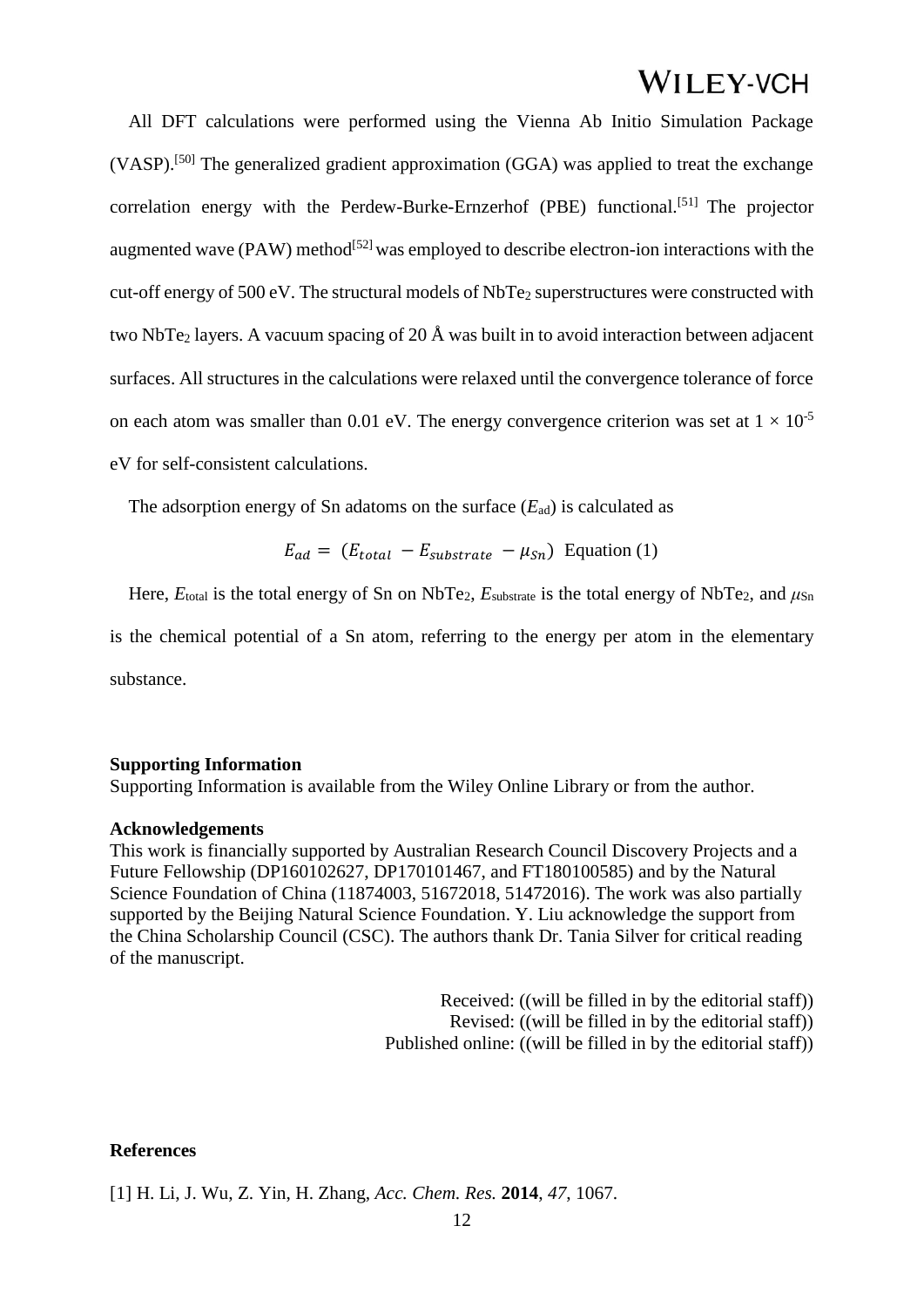All DFT calculations were performed using the Vienna Ab Initio Simulation Package (VASP).[50] The generalized gradient approximation (GGA) was applied to treat the exchange correlation energy with the Perdew-Burke-Ernzerhof (PBE) functional.[51] The projector augmented wave (PAW) method[52] was employed to describe electron-ion interactions with the cut-off energy of 500 eV. The structural models of $NbTe_2$ superstructures were constructed with two $NbTe_2$ layers. A vacuum spacing of 20 Å was built in to avoid interaction between adjacent surfaces. All structures in the calculations were relaxed until the convergence tolerance of force on each atom was smaller than 0.01 eV. The energy convergence criterion was set at $1 \times 10^{-5}$ eV for self-consistent calculations.

The adsorption energy of Sn adatoms on the surface ($E_{ad}$) is calculated as

$$E_{ad} = (E_{total} - E_{substrate} - \mu_{Sn}) \quad \text{Equation (1)}$$

Here, $E_{total}$ is the total energy of Sn on $NbTe_2$, $E_{substrate}$ is the total energy of $NbTe_2$, and $\mu_{Sn}$ is the chemical potential of a Sn atom, referring to the energy per atom in the elementary substance.

**Supporting Information**
Supporting Information is available from the Wiley Online Library or from the author.

**Acknowledgements**
This work is financially supported by Australian Research Council Discovery Projects and a Future Fellowship (DP160102627, DP170101467, and FT180100585) and by the Natural Science Foundation of China (11874003, 51672018, 51472016). The work was also partially supported by the Beijing Natural Science Foundation. Y. Liu acknowledge the support from the China Scholarship Council (CSC). The authors thank Dr. Tania Silver for critical reading of the manuscript.

Received: ((will be filled in by the editorial staff))
Revised: ((will be filled in by the editorial staff))
Published online: ((will be filled in by the editorial staff))

**References**

[1] H. Li, J. Wu, Z. Yin, H. Zhang, *Acc. Chem. Res.* **2014**, *47*, 1067.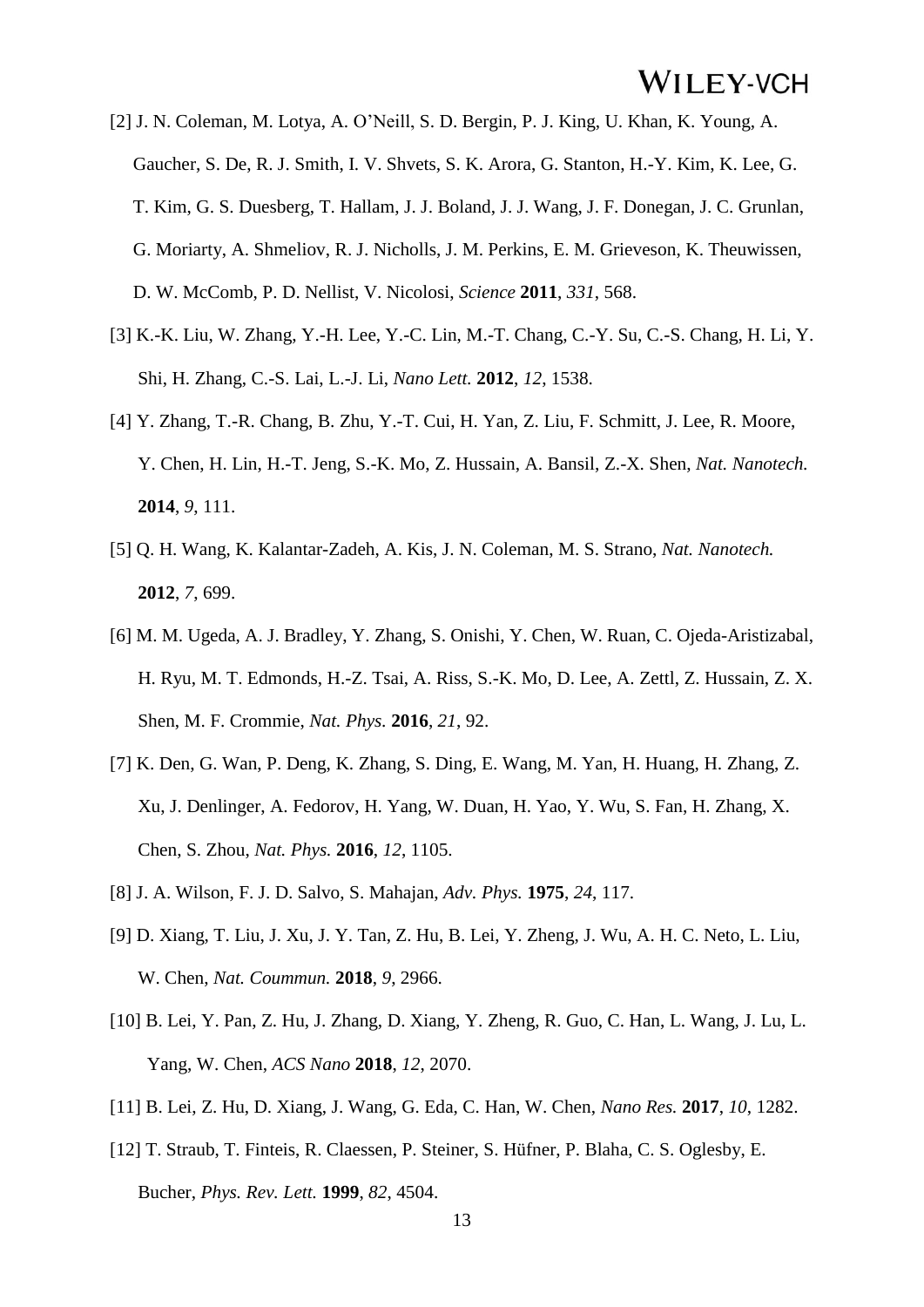[2] J. N. Coleman, M. Lotya, A. O'Neill, S. D. Bergin, P. J. King, U. Khan, K. Young, A. Gaucher, S. De, R. J. Smith, I. V. Shvets, S. K. Arora, G. Stanton, H.-Y. Kim, K. Lee, G. T. Kim, G. S. Duesberg, T. Hallam, J. J. Boland, J. J. Wang, J. F. Donegan, J. C. Grunlan, G. Moriarty, A. Shmeliov, R. J. Nicholls, J. M. Perkins, E. M. Grieveson, K. Theuwissen, D. W. McComb, P. D. Nellist, V. Nicolosi, *Science* **2011**, *331*, 568.

[3] K.-K. Liu, W. Zhang, Y.-H. Lee, Y.-C. Lin, M.-T. Chang, C.-Y. Su, C.-S. Chang, H. Li, Y. Shi, H. Zhang, C.-S. Lai, L.-J. Li, *Nano Lett.* **2012**, *12*, 1538.

[4] Y. Zhang, T.-R. Chang, B. Zhu, Y.-T. Cui, H. Yan, Z. Liu, F. Schmitt, J. Lee, R. Moore, Y. Chen, H. Lin, H.-T. Jeng, S.-K. Mo, Z. Hussain, A. Bansil, Z.-X. Shen, *Nat. Nanotech.* **2014**, *9*, 111.

[5] Q. H. Wang, K. Kalantar-Zadeh, A. Kis, J. N. Coleman, M. S. Strano, *Nat. Nanotech.* **2012**, *7*, 699.

[6] M. M. Ugeda, A. J. Bradley, Y. Zhang, S. Onishi, Y. Chen, W. Ruan, C. Ojeda-Aristizabal, H. Ryu, M. T. Edmonds, H.-Z. Tsai, A. Riss, S.-K. Mo, D. Lee, A. Zettl, Z. Hussain, Z. X. Shen, M. F. Crommie, *Nat. Phys.* **2016**, *21*, 92.

[7] K. Den, G. Wan, P. Deng, K. Zhang, S. Ding, E. Wang, M. Yan, H. Huang, H. Zhang, Z. Xu, J. Denlinger, A. Fedorov, H. Yang, W. Duan, H. Yao, Y. Wu, S. Fan, H. Zhang, X. Chen, S. Zhou, *Nat. Phys.* **2016**, *12*, 1105.

[8] J. A. Wilson, F. J. D. Salvo, S. Mahajan, *Adv. Phys.* **1975**, *24*, 117.

[9] D. Xiang, T. Liu, J. Xu, J. Y. Tan, Z. Hu, B. Lei, Y. Zheng, J. Wu, A. H. C. Neto, L. Liu, W. Chen, *Nat. Coummun.* **2018**, *9*, 2966.

[10] B. Lei, Y. Pan, Z. Hu, J. Zhang, D. Xiang, Y. Zheng, R. Guo, C. Han, L. Wang, J. Lu, L. Yang, W. Chen, *ACS Nano* **2018**, *12*, 2070.

[11] B. Lei, Z. Hu, D. Xiang, J. Wang, G. Eda, C. Han, W. Chen, *Nano Res.* **2017**, *10*, 1282.

[12] T. Straub, T. Finteis, R. Claessen, P. Steiner, S. Hüfner, P. Blaha, C. S. Oglesby, E. Bucher, *Phys. Rev. Lett.* **1999**, *82*, 4504.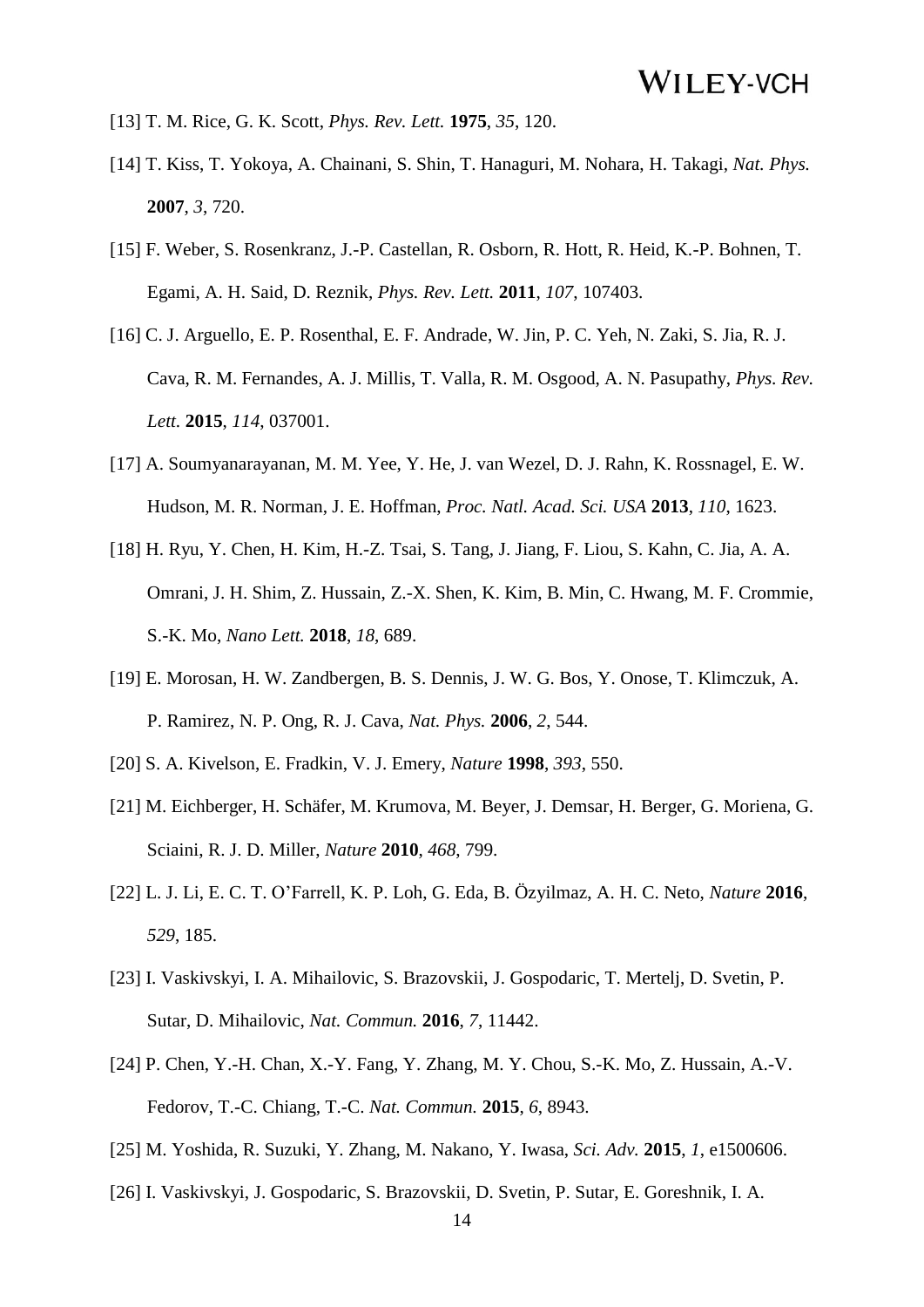[13] T. M. Rice, G. K. Scott, *Phys. Rev. Lett.* **1975**, *35*, 120.

[14] T. Kiss, T. Yokoya, A. Chainani, S. Shin, T. Hanaguri, M. Nohara, H. Takagi, *Nat. Phys.* **2007**, *3*, 720.

[15] F. Weber, S. Rosenkranz, J.-P. Castellan, R. Osborn, R. Hott, R. Heid, K.-P. Bohnen, T. Egami, A. H. Said, D. Reznik, *Phys. Rev. Lett.* **2011**, *107*, 107403.

[16] C. J. Arguello, E. P. Rosenthal, E. F. Andrade, W. Jin, P. C. Yeh, N. Zaki, S. Jia, R. J. Cava, R. M. Fernandes, A. J. Millis, T. Valla, R. M. Osgood, A. N. Pasupathy, *Phys. Rev. Lett.* **2015**, *114*, 037001.

[17] A. Soumyanarayanan, M. M. Yee, Y. He, J. van Wezel, D. J. Rahn, K. Rossnagel, E. W. Hudson, M. R. Norman, J. E. Hoffman, *Proc. Natl. Acad. Sci. USA* **2013**, *110*, 1623.

[18] H. Ryu, Y. Chen, H. Kim, H.-Z. Tsai, S. Tang, J. Jiang, F. Liou, S. Kahn, C. Jia, A. A. Omrani, J. H. Shim, Z. Hussain, Z.-X. Shen, K. Kim, B. Min, C. Hwang, M. F. Crommie, S.-K. Mo, *Nano Lett.* **2018**, *18*, 689.

[19] E. Morosan, H. W. Zandbergen, B. S. Dennis, J. W. G. Bos, Y. Onose, T. Klimczuk, A. P. Ramirez, N. P. Ong, R. J. Cava, *Nat. Phys.* **2006**, *2*, 544.

[20] S. A. Kivelson, E. Fradkin, V. J. Emery, *Nature* **1998**, *393*, 550.

[21] M. Eichberger, H. Schäfer, M. Krumova, M. Beyer, J. Demsar, H. Berger, G. Moriena, G. Sciaini, R. J. D. Miller, *Nature* **2010**, *468*, 799.

[22] L. J. Li, E. C. T. O'Farrell, K. P. Loh, G. Eda, B. Özyilmaz, A. H. C. Neto, *Nature* **2016**, *529*, 185.

[23] I. Vaskivskyi, I. A. Mihailovic, S. Brazovskii, J. Gospodaric, T. Mertelj, D. Svetin, P. Sutar, D. Mihailovic, *Nat. Commun.* **2016**, *7*, 11442.

[24] P. Chen, Y.-H. Chan, X.-Y. Fang, Y. Zhang, M. Y. Chou, S.-K. Mo, Z. Hussain, A.-V. Fedorov, T.-C. Chiang, T.-C. *Nat. Commun.* **2015**, *6*, 8943.

[25] M. Yoshida, R. Suzuki, Y. Zhang, M. Nakano, Y. Iwasa, *Sci. Adv.* **2015**, *1*, e1500606.

[26] I. Vaskivskyi, J. Gospodaric, S. Brazovskii, D. Svetin, P. Sutar, E. Goreshnik, I. A.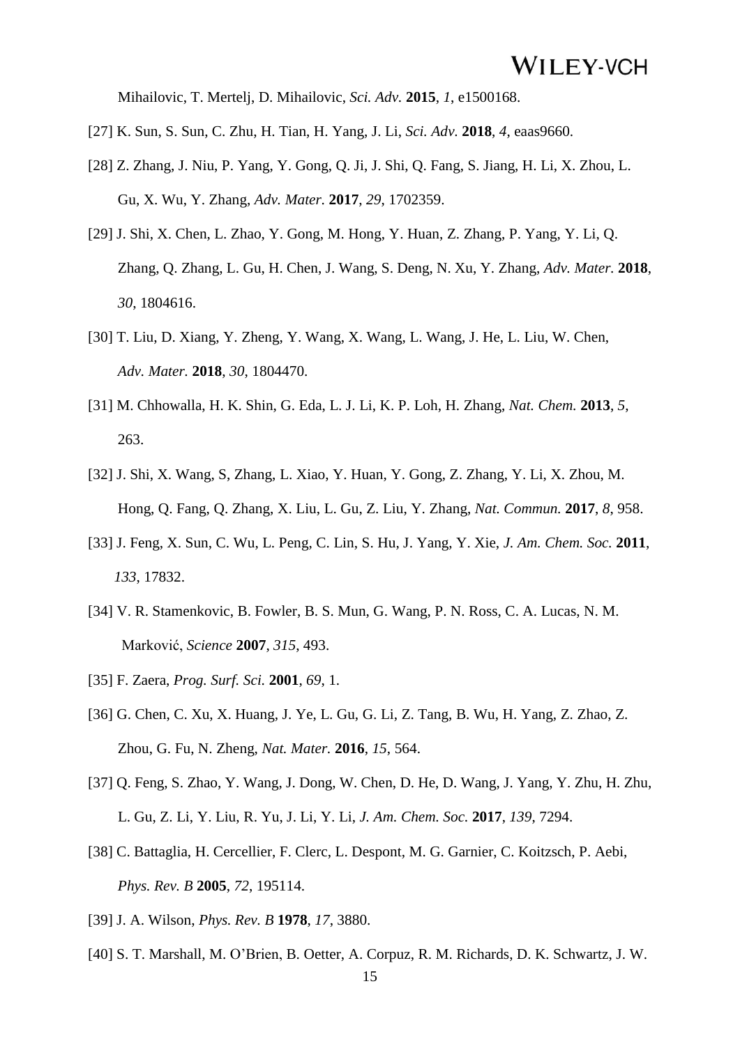Mihailovic, T. Mertelj, D. Mihailovic, *Sci. Adv.* **2015**, *1*, e1500168.

[27] K. Sun, S. Sun, C. Zhu, H. Tian, H. Yang, J. Li, *Sci. Adv*. **2018**, *4*, eaas9660.

[28] Z. Zhang, J. Niu, P. Yang, Y. Gong, Q. Ji, J. Shi, Q. Fang, S. Jiang, H. Li, X. Zhou, L. Gu, X. Wu, Y. Zhang, *Adv. Mater.* **2017**, *29*, 1702359.

[29] J. Shi, X. Chen, L. Zhao, Y. Gong, M. Hong, Y. Huan, Z. Zhang, P. Yang, Y. Li, Q. Zhang, Q. Zhang, L. Gu, H. Chen, J. Wang, S. Deng, N. Xu, Y. Zhang, *Adv. Mater.* **2018**, *30*, 1804616.

[30] T. Liu, D. Xiang, Y. Zheng, Y. Wang, X. Wang, L. Wang, J. He, L. Liu, W. Chen, *Adv. Mater.* **2018**, *30*, 1804470.

[31] M. Chhowalla, H. K. Shin, G. Eda, L. J. Li, K. P. Loh, H. Zhang, *Nat. Chem.* **2013**, *5*, 263.

[32] J. Shi, X. Wang, S, Zhang, L. Xiao, Y. Huan, Y. Gong, Z. Zhang, Y. Li, X. Zhou, M. Hong, Q. Fang, Q. Zhang, X. Liu, L. Gu, Z. Liu, Y. Zhang, *Nat. Commun.* **2017**, *8*, 958.

[33] J. Feng, X. Sun, C. Wu, L. Peng, C. Lin, S. Hu, J. Yang, Y. Xie, *J. Am. Chem. Soc.* **2011**, *133*, 17832.

[34] V. R. Stamenkovic, B. Fowler, B. S. Mun, G. Wang, P. N. Ross, C. A. Lucas, N. M. Marković, *Science* **2007**, *315*, 493.

[35] F. Zaera, *Prog. Surf. Sci.* **2001**, *69*, 1.

[36] G. Chen, C. Xu, X. Huang, J. Ye, L. Gu, G. Li, Z. Tang, B. Wu, H. Yang, Z. Zhao, Z. Zhou, G. Fu, N. Zheng, *Nat. Mater.* **2016**, *15*, 564.

[37] Q. Feng, S. Zhao, Y. Wang, J. Dong, W. Chen, D. He, D. Wang, J. Yang, Y. Zhu, H. Zhu, L. Gu, Z. Li, Y. Liu, R. Yu, J. Li, Y. Li, *J. Am. Chem. Soc.* **2017**, *139*, 7294.

[38] C. Battaglia, H. Cercellier, F. Clerc, L. Despont, M. G. Garnier, C. Koitzsch, P. Aebi, *Phys. Rev. B* **2005**, *72*, 195114.

[39] J. A. Wilson, *Phys. Rev. B* **1978**, *17*, 3880.

[40] S. T. Marshall, M. O'Brien, B. Oetter, A. Corpuz, R. M. Richards, D. K. Schwartz, J. W.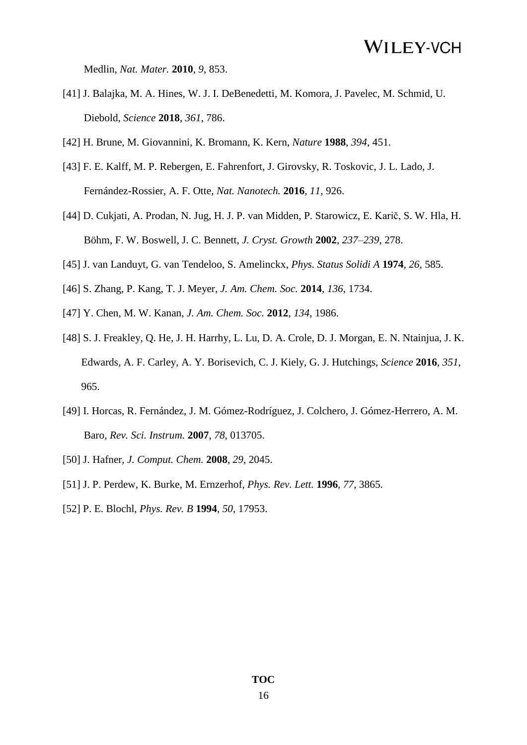Medlin, *Nat. Mater.* **2010**, *9*, 853.

[41] J. Balajka, M. A. Hines, W. J. I. DeBenedetti, M. Komora, J. Pavelec, M. Schmid, U. Diebold, *Science* **2018**, *361*, 786.

[42] H. Brune, M. Giovannini, K. Bromann, K. Kern, *Nature* **1988**, *394*, 451.

[43] F. E. Kalff, M. P. Rebergen, E. Fahrenfort, J. Girovsky, R. Toskovic, J. L. Lado, J. Fernández-Rossier, A. F. Otte, *Nat. Nanotech.* **2016**, *11*, 926.

[44] D. Cukjati, A. Prodan, N. Jug, H. J. P. van Midden, P. Starowicz, E. Karič, S. W. Hla, H. Böhm, F. W. Boswell, J. C. Bennett, *J. Cryst. Growth* **2002**, *237–239*, 278.

[45] J. van Landuyt, G. van Tendeloo, S. Amelinckx, *Phys. Status Solidi A* **1974**, *26*, 585.

[46] S. Zhang, P. Kang, T. J. Meyer, *J. Am. Chem. Soc.* **2014**, *136*, 1734.

[47] Y. Chen, M. W. Kanan, *J. Am. Chem. Soc.* **2012**, *134*, 1986.

[48] S. J. Freakley, Q. He, J. H. Harrhy, L. Lu, D. A. Crole, D. J. Morgan, E. N. Ntainjua, J. K. Edwards, A. F. Carley, A. Y. Borisevich, C. J. Kiely, G. J. Hutchings, *Science* **2016**, *351*, 965.

[49] I. Horcas, R. Fernández, J. M. Gómez-Rodríguez, J. Colchero, J. Gómez-Herrero, A. M. Baro, *Rev. Sci. Instrum.* **2007**, *78*, 013705.

[50] J. Hafner, *J. Comput. Chem.* **2008**, *29*, 2045.

[51] J. P. Perdew, K. Burke, M. Ernzerhof, *Phys. Rev. Lett.* **1996**, *77*, 3865.

[52] P. E. Blochl, *Phys. Rev. B* **1994**, *50*, 17953.

**TOC**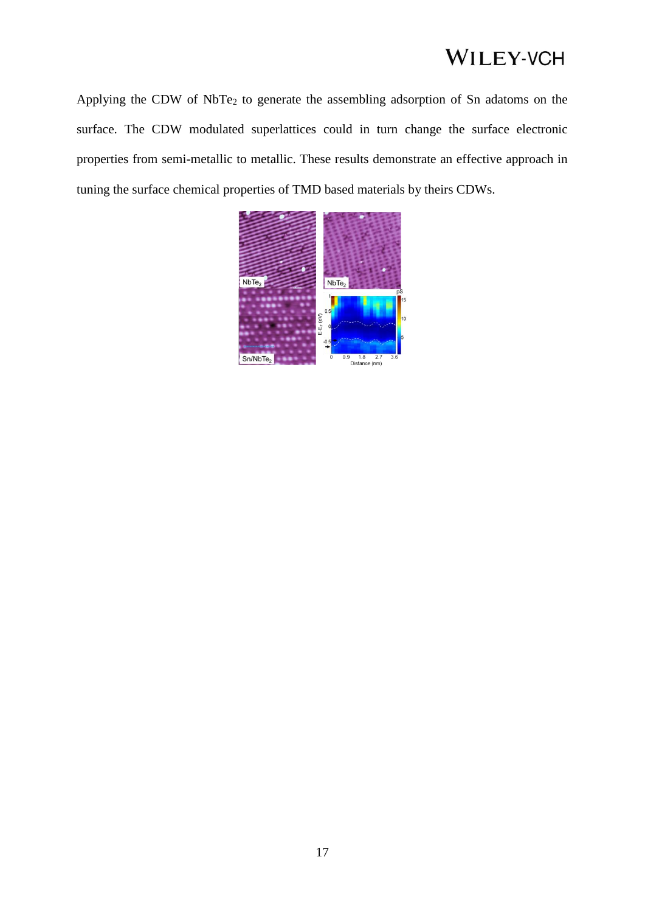Applying the CDW of $NbTe_2$ to generate the assembling adsorption of Sn adatoms on the surface. The CDW modulated superlattices could in turn change the surface electronic properties from semi-metallic to metallic. These results demonstrate an effective approach in tuning the surface chemical properties of TMD based materials by theirs CDWs.

NbTe₂

NbTe₂

Sn/NbTe₂

pS

15

10

5

1

0.5

0

-0.5

E-E$_F$ (eV)

0 0.9 1.8 2.7 3.6

Distance (nm)